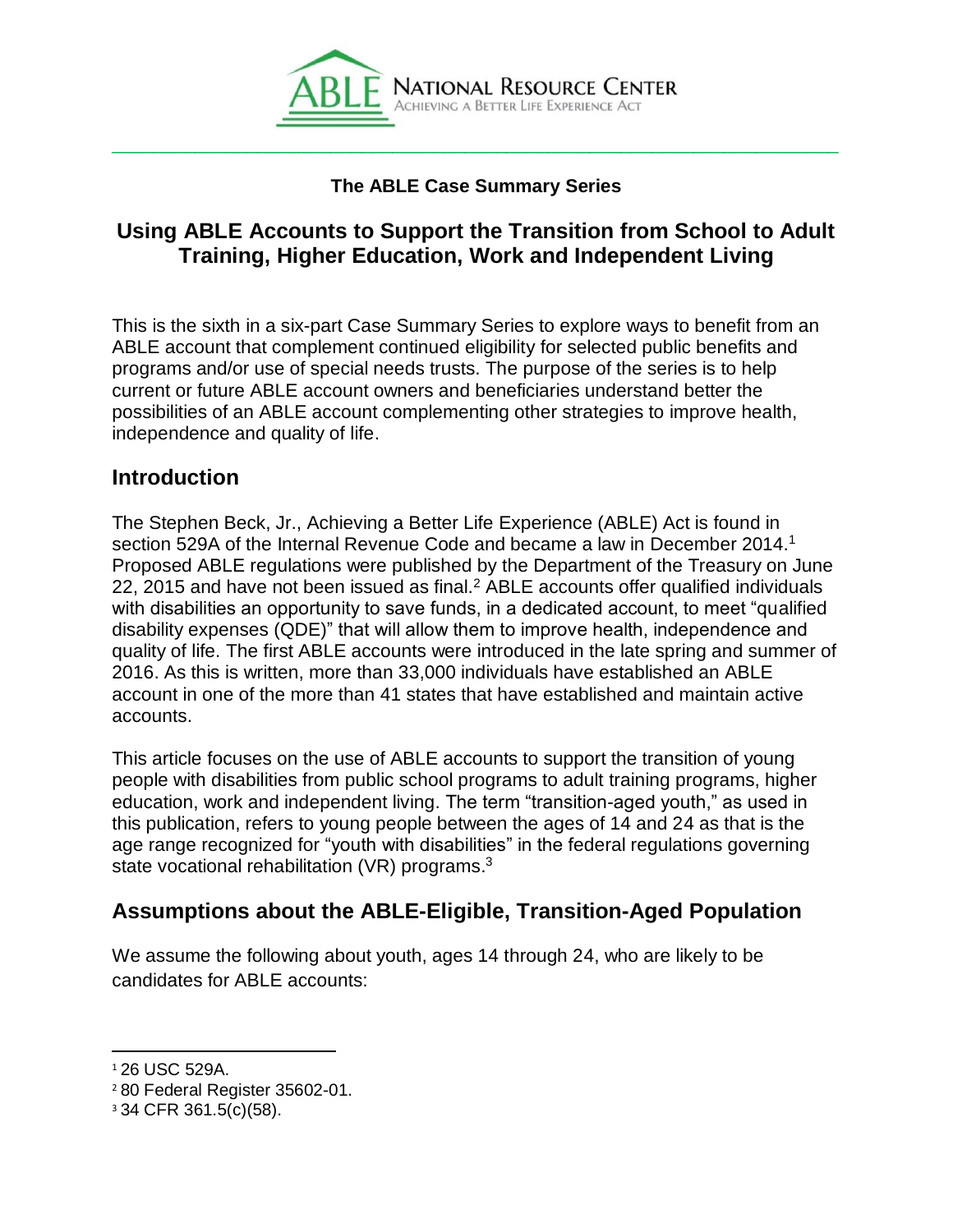ABLE National Resource Center — Achieving a Better Life Experience Act

**The ABLE Case Summary Series**

# Using ABLE Accounts to Support the Transition from School to Adult Training, Higher Education, Work and Independent Living

This is the sixth in a six-part Case Summary Series to explore ways to benefit from an ABLE account that complement continued eligibility for selected public benefits and programs and/or use of special needs trusts. The purpose of the series is to help current or future ABLE account owners and beneficiaries understand better the possibilities of an ABLE account complementing other strategies to improve health, independence and quality of life.

## Introduction

The Stephen Beck, Jr., Achieving a Better Life Experience (ABLE) Act is found in section 529A of the Internal Revenue Code and became a law in December 2014.[1] Proposed ABLE regulations were published by the Department of the Treasury on June 22, 2015 and have not been issued as final.[2] ABLE accounts offer qualified individuals with disabilities an opportunity to save funds, in a dedicated account, to meet "qualified disability expenses (QDE)" that will allow them to improve health, independence and quality of life. The first ABLE accounts were introduced in the late spring and summer of 2016. As this is written, more than 33,000 individuals have established an ABLE account in one of the more than 41 states that have established and maintain active accounts.

This article focuses on the use of ABLE accounts to support the transition of young people with disabilities from public school programs to adult training programs, higher education, work and independent living. The term "transition-aged youth," as used in this publication, refers to young people between the ages of 14 and 24 as that is the age range recognized for "youth with disabilities" in the federal regulations governing state vocational rehabilitation (VR) programs.[3]

## Assumptions about the ABLE-Eligible, Transition-Aged Population

We assume the following about youth, ages 14 through 24, who are likely to be candidates for ABLE accounts:

---

[1] 26 USC 529A.

[2] 80 Federal Register 35602-01.

[3] 34 CFR 361.5(c)(58).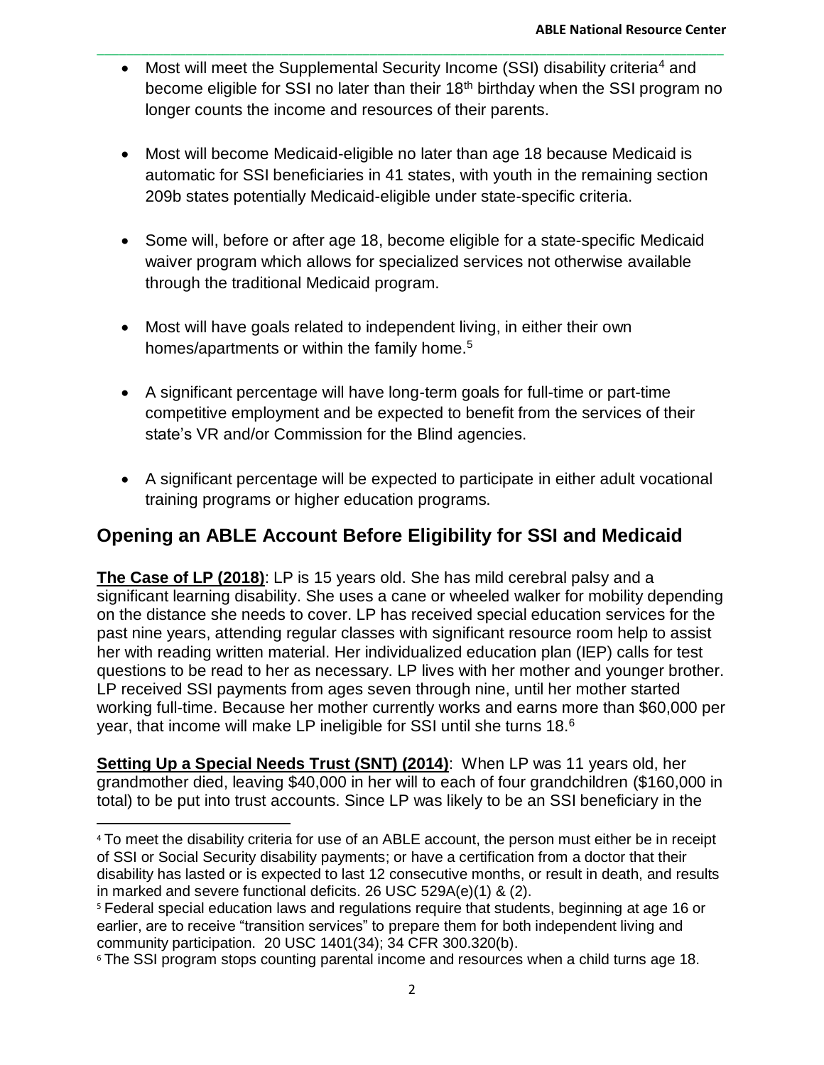- Most will meet the Supplemental Security Income (SSI) disability criteria[4] and become eligible for SSI no later than their 18th birthday when the SSI program no longer counts the income and resources of their parents.

- Most will become Medicaid-eligible no later than age 18 because Medicaid is automatic for SSI beneficiaries in 41 states, with youth in the remaining section 209b states potentially Medicaid-eligible under state-specific criteria.

- Some will, before or after age 18, become eligible for a state-specific Medicaid waiver program which allows for specialized services not otherwise available through the traditional Medicaid program.

- Most will have goals related to independent living, in either their own homes/apartments or within the family home.[5]

- A significant percentage will have long-term goals for full-time or part-time competitive employment and be expected to benefit from the services of their state's VR and/or Commission for the Blind agencies.

- A significant percentage will be expected to participate in either adult vocational training programs or higher education programs.

## Opening an ABLE Account Before Eligibility for SSI and Medicaid

**The Case of LP (2018)**: LP is 15 years old. She has mild cerebral palsy and a significant learning disability. She uses a cane or wheeled walker for mobility depending on the distance she needs to cover. LP has received special education services for the past nine years, attending regular classes with significant resource room help to assist her with reading written material. Her individualized education plan (IEP) calls for test questions to be read to her as necessary. LP lives with her mother and younger brother. LP received SSI payments from ages seven through nine, until her mother started working full-time. Because her mother currently works and earns more than $60,000 per year, that income will make LP ineligible for SSI until she turns 18.[6]

**Setting Up a Special Needs Trust (SNT) (2014)**: When LP was 11 years old, her grandmother died, leaving $40,000 in her will to each of four grandchildren ($160,000 in total) to be put into trust accounts. Since LP was likely to be an SSI beneficiary in the

---

[4] To meet the disability criteria for use of an ABLE account, the person must either be in receipt of SSI or Social Security disability payments; or have a certification from a doctor that their disability has lasted or is expected to last 12 consecutive months, or result in death, and results in marked and severe functional deficits. 26 USC 529A(e)(1) & (2).

[5] Federal special education laws and regulations require that students, beginning at age 16 or earlier, are to receive "transition services" to prepare them for both independent living and community participation. 20 USC 1401(34); 34 CFR 300.320(b).

[6] The SSI program stops counting parental income and resources when a child turns age 18.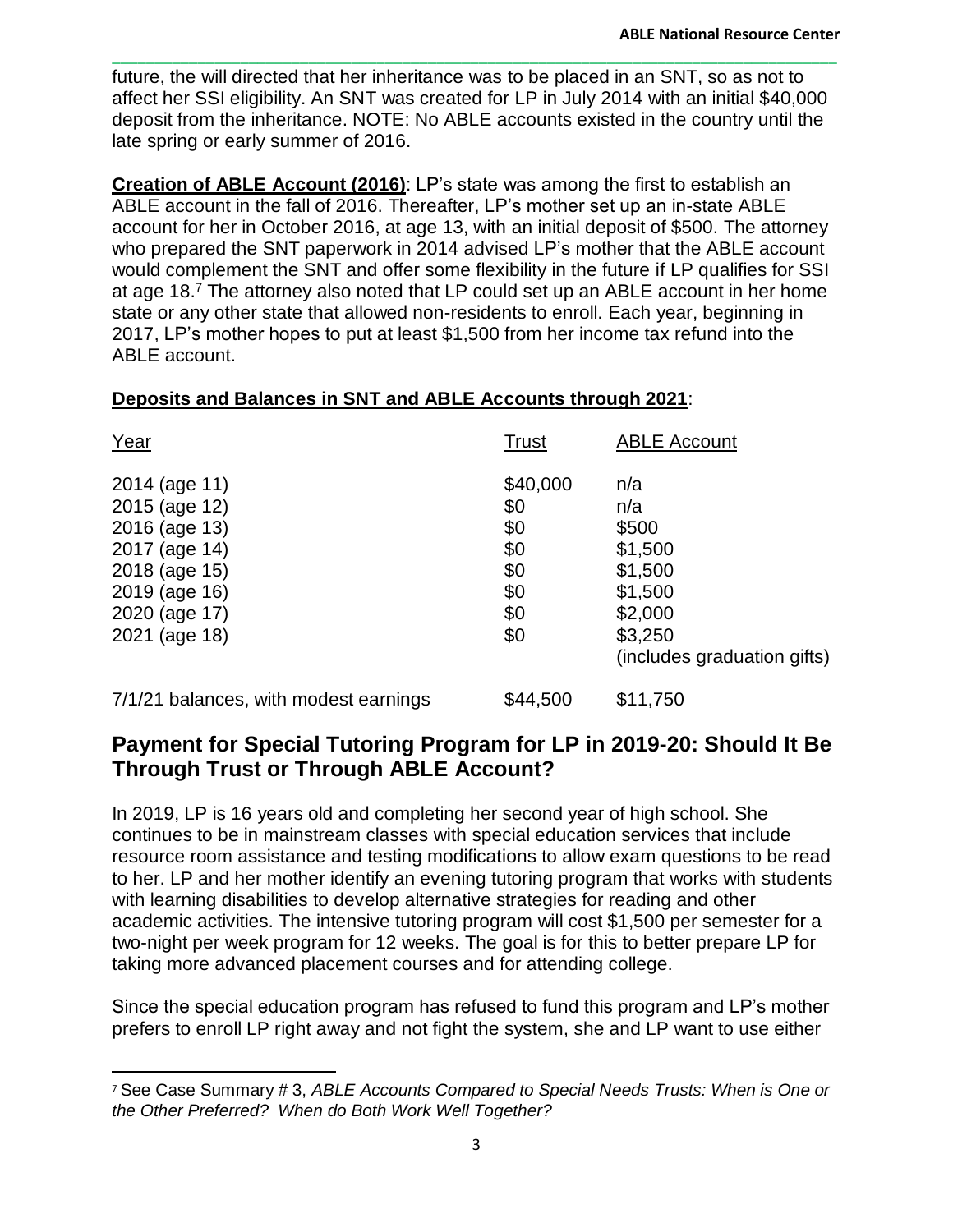future, the will directed that her inheritance was to be placed in an SNT, so as not to affect her SSI eligibility. An SNT was created for LP in July 2014 with an initial $40,000 deposit from the inheritance. NOTE: No ABLE accounts existed in the country until the late spring or early summer of 2016.

**Creation of ABLE Account (2016)**: LP's state was among the first to establish an ABLE account in the fall of 2016. Thereafter, LP's mother set up an in-state ABLE account for her in October 2016, at age 13, with an initial deposit of $500. The attorney who prepared the SNT paperwork in 2014 advised LP's mother that the ABLE account would complement the SNT and offer some flexibility in the future if LP qualifies for SSI at age 18.[7] The attorney also noted that LP could set up an ABLE account in her home state or any other state that allowed non-residents to enroll. Each year, beginning in 2017, LP's mother hopes to put at least $1,500 from her income tax refund into the ABLE account.

**Deposits and Balances in SNT and ABLE Accounts through 2021**:

| Year | Trust | ABLE Account |
|---|---|---|
| 2014 (age 11) | $40,000 | n/a |
| 2015 (age 12) | $0 | n/a |
| 2016 (age 13) | $0 | $500 |
| 2017 (age 14) | $0 | $1,500 |
| 2018 (age 15) | $0 | $1,500 |
| 2019 (age 16) | $0 | $1,500 |
| 2020 (age 17) | $0 | $2,000 |
| 2021 (age 18) | $0 | $3,250 (includes graduation gifts) |
| 7/1/21 balances, with modest earnings | $44,500 | $11,750 |

## Payment for Special Tutoring Program for LP in 2019-20: Should It Be Through Trust or Through ABLE Account?

In 2019, LP is 16 years old and completing her second year of high school. She continues to be in mainstream classes with special education services that include resource room assistance and testing modifications to allow exam questions to be read to her. LP and her mother identify an evening tutoring program that works with students with learning disabilities to develop alternative strategies for reading and other academic activities. The intensive tutoring program will cost $1,500 per semester for a two-night per week program for 12 weeks. The goal is for this to better prepare LP for taking more advanced placement courses and for attending college.

Since the special education program has refused to fund this program and LP's mother prefers to enroll LP right away and not fight the system, she and LP want to use either

---

[7] See Case Summary # 3, *ABLE Accounts Compared to Special Needs Trusts: When is One or the Other Preferred? When do Both Work Well Together?*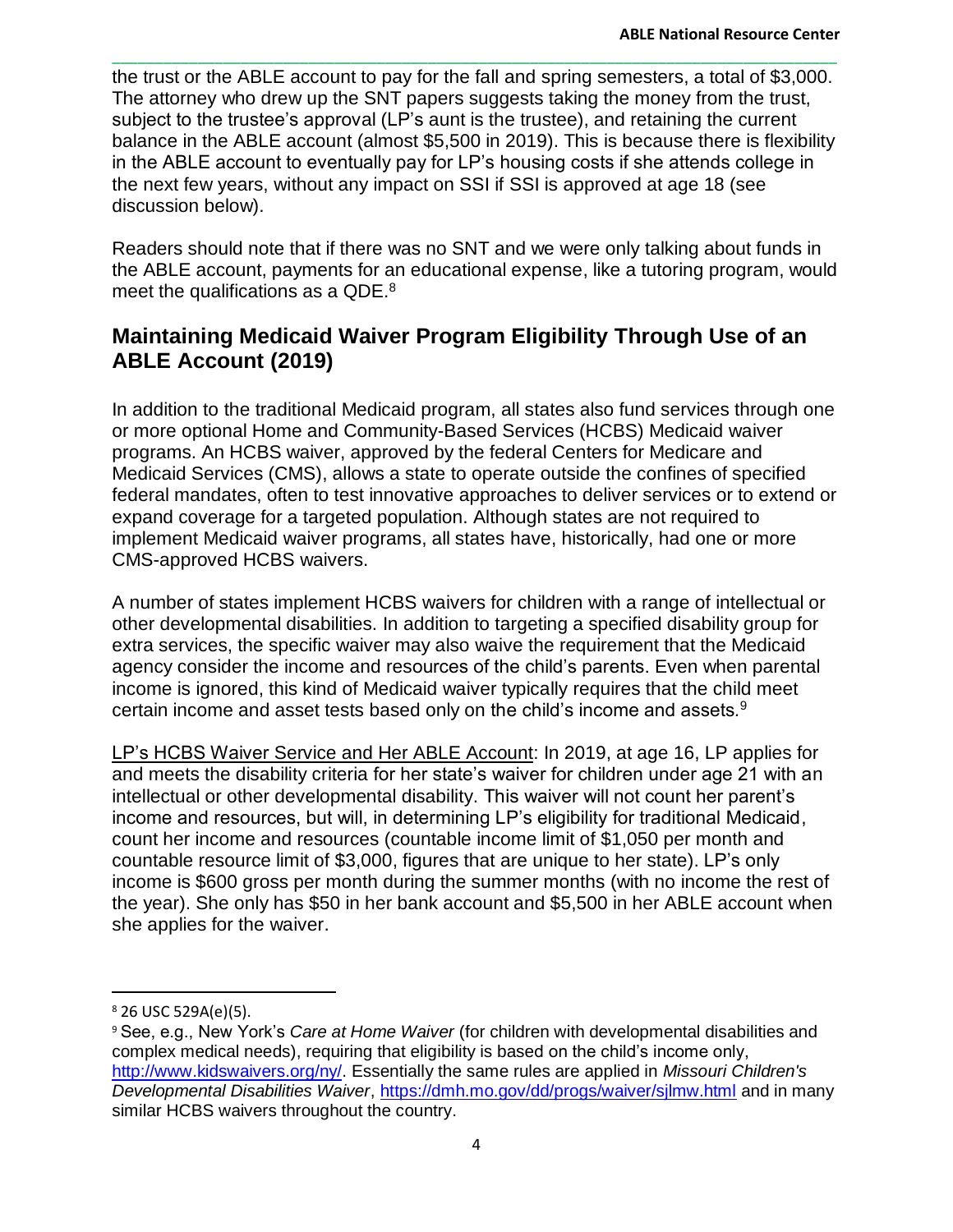the trust or the ABLE account to pay for the fall and spring semesters, a total of $3,000. The attorney who drew up the SNT papers suggests taking the money from the trust, subject to the trustee's approval (LP's aunt is the trustee), and retaining the current balance in the ABLE account (almost $5,500 in 2019). This is because there is flexibility in the ABLE account to eventually pay for LP's housing costs if she attends college in the next few years, without any impact on SSI if SSI is approved at age 18 (see discussion below).

Readers should note that if there was no SNT and we were only talking about funds in the ABLE account, payments for an educational expense, like a tutoring program, would meet the qualifications as a QDE.[8]

## Maintaining Medicaid Waiver Program Eligibility Through Use of an ABLE Account (2019)

In addition to the traditional Medicaid program, all states also fund services through one or more optional Home and Community-Based Services (HCBS) Medicaid waiver programs. An HCBS waiver, approved by the federal Centers for Medicare and Medicaid Services (CMS), allows a state to operate outside the confines of specified federal mandates, often to test innovative approaches to deliver services or to extend or expand coverage for a targeted population. Although states are not required to implement Medicaid waiver programs, all states have, historically, had one or more CMS-approved HCBS waivers.

A number of states implement HCBS waivers for children with a range of intellectual or other developmental disabilities. In addition to targeting a specified disability group for extra services, the specific waiver may also waive the requirement that the Medicaid agency consider the income and resources of the child's parents. Even when parental income is ignored, this kind of Medicaid waiver typically requires that the child meet certain income and asset tests based only on the child's income and assets.[9]

<u>LP's HCBS Waiver Service and Her ABLE Account</u>: In 2019, at age 16, LP applies for and meets the disability criteria for her state's waiver for children under age 21 with an intellectual or other developmental disability. This waiver will not count her parent's income and resources, but will, in determining LP's eligibility for traditional Medicaid, count her income and resources (countable income limit of $1,050 per month and countable resource limit of $3,000, figures that are unique to her state). LP's only income is $600 gross per month during the summer months (with no income the rest of the year). She only has $50 in her bank account and $5,500 in her ABLE account when she applies for the waiver.

---

[8] 26 USC 529A(e)(5).

[9] See, e.g., New York's *Care at Home Waiver* (for children with developmental disabilities and complex medical needs), requiring that eligibility is based on the child's income only, http://www.kidswaivers.org/ny/. Essentially the same rules are applied in *Missouri Children's Developmental Disabilities Waiver*, https://dmh.mo.gov/dd/progs/waiver/sjlmw.html and in many similar HCBS waivers throughout the country.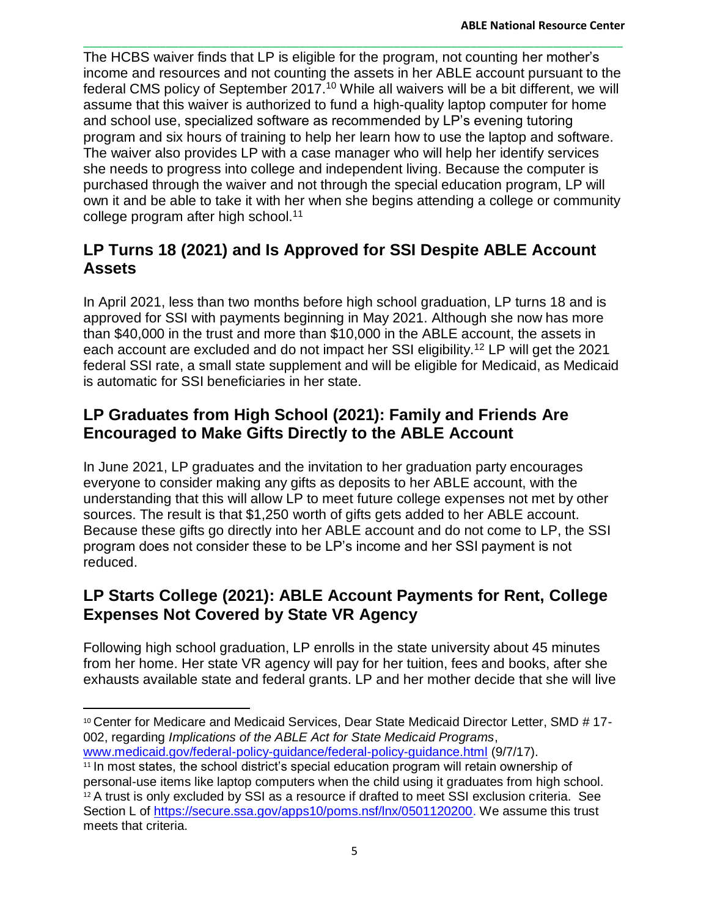The HCBS waiver finds that LP is eligible for the program, not counting her mother's income and resources and not counting the assets in her ABLE account pursuant to the federal CMS policy of September 2017.[10] While all waivers will be a bit different, we will assume that this waiver is authorized to fund a high-quality laptop computer for home and school use, specialized software as recommended by LP's evening tutoring program and six hours of training to help her learn how to use the laptop and software. The waiver also provides LP with a case manager who will help her identify services she needs to progress into college and independent living. Because the computer is purchased through the waiver and not through the special education program, LP will own it and be able to take it with her when she begins attending a college or community college program after high school.[11]

## LP Turns 18 (2021) and Is Approved for SSI Despite ABLE Account Assets

In April 2021, less than two months before high school graduation, LP turns 18 and is approved for SSI with payments beginning in May 2021. Although she now has more than $40,000 in the trust and more than $10,000 in the ABLE account, the assets in each account are excluded and do not impact her SSI eligibility.[12] LP will get the 2021 federal SSI rate, a small state supplement and will be eligible for Medicaid, as Medicaid is automatic for SSI beneficiaries in her state.

## LP Graduates from High School (2021): Family and Friends Are Encouraged to Make Gifts Directly to the ABLE Account

In June 2021, LP graduates and the invitation to her graduation party encourages everyone to consider making any gifts as deposits to her ABLE account, with the understanding that this will allow LP to meet future college expenses not met by other sources. The result is that $1,250 worth of gifts gets added to her ABLE account. Because these gifts go directly into her ABLE account and do not come to LP, the SSI program does not consider these to be LP's income and her SSI payment is not reduced.

## LP Starts College (2021): ABLE Account Payments for Rent, College Expenses Not Covered by State VR Agency

Following high school graduation, LP enrolls in the state university about 45 minutes from her home. Her state VR agency will pay for her tuition, fees and books, after she exhausts available state and federal grants. LP and her mother decide that she will live

---

[10] Center for Medicare and Medicaid Services, Dear State Medicaid Director Letter, SMD # 17-002, regarding *Implications of the ABLE Act for State Medicaid Programs*, www.medicaid.gov/federal-policy-guidance/federal-policy-guidance.html (9/7/17).

[11] In most states, the school district's special education program will retain ownership of personal-use items like laptop computers when the child using it graduates from high school.

[12] A trust is only excluded by SSI as a resource if drafted to meet SSI exclusion criteria. See Section L of https://secure.ssa.gov/apps10/poms.nsf/lnx/0501120200. We assume this trust meets that criteria.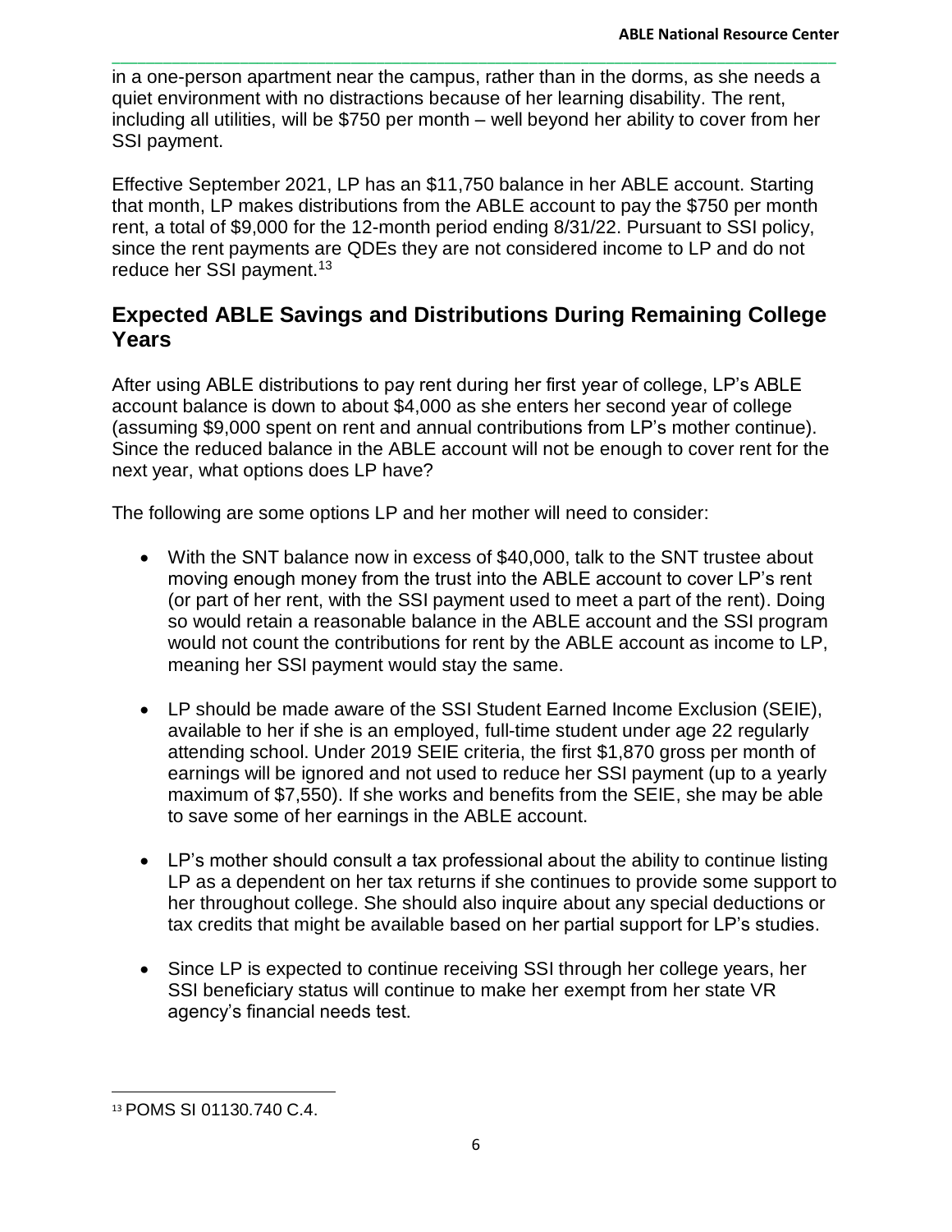in a one-person apartment near the campus, rather than in the dorms, as she needs a quiet environment with no distractions because of her learning disability. The rent, including all utilities, will be $750 per month – well beyond her ability to cover from her SSI payment.

Effective September 2021, LP has an $11,750 balance in her ABLE account. Starting that month, LP makes distributions from the ABLE account to pay the $750 per month rent, a total of $9,000 for the 12-month period ending 8/31/22. Pursuant to SSI policy, since the rent payments are QDEs they are not considered income to LP and do not reduce her SSI payment.[13]

## Expected ABLE Savings and Distributions During Remaining College Years

After using ABLE distributions to pay rent during her first year of college, LP's ABLE account balance is down to about $4,000 as she enters her second year of college (assuming $9,000 spent on rent and annual contributions from LP's mother continue). Since the reduced balance in the ABLE account will not be enough to cover rent for the next year, what options does LP have?

The following are some options LP and her mother will need to consider:

- With the SNT balance now in excess of $40,000, talk to the SNT trustee about moving enough money from the trust into the ABLE account to cover LP's rent (or part of her rent, with the SSI payment used to meet a part of the rent). Doing so would retain a reasonable balance in the ABLE account and the SSI program would not count the contributions for rent by the ABLE account as income to LP, meaning her SSI payment would stay the same.

- LP should be made aware of the SSI Student Earned Income Exclusion (SEIE), available to her if she is an employed, full-time student under age 22 regularly attending school. Under 2019 SEIE criteria, the first $1,870 gross per month of earnings will be ignored and not used to reduce her SSI payment (up to a yearly maximum of $7,550). If she works and benefits from the SEIE, she may be able to save some of her earnings in the ABLE account.

- LP's mother should consult a tax professional about the ability to continue listing LP as a dependent on her tax returns if she continues to provide some support to her throughout college. She should also inquire about any special deductions or tax credits that might be available based on her partial support for LP's studies.

- Since LP is expected to continue receiving SSI through her college years, her SSI beneficiary status will continue to make her exempt from her state VR agency's financial needs test.

[13] POMS SI 01130.740 C.4.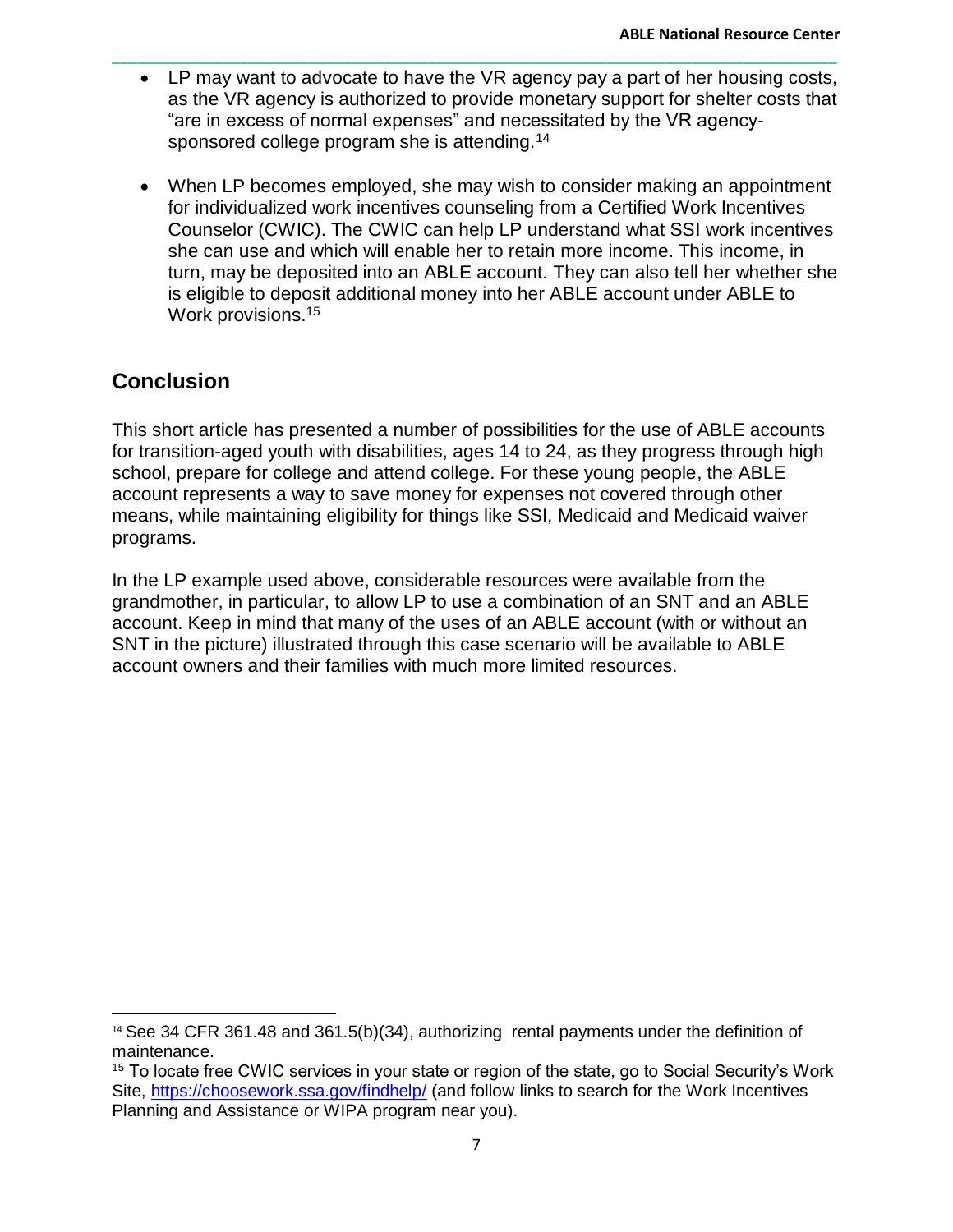- LP may want to advocate to have the VR agency pay a part of her housing costs, as the VR agency is authorized to provide monetary support for shelter costs that "are in excess of normal expenses" and necessitated by the VR agency-sponsored college program she is attending.[14]

- When LP becomes employed, she may wish to consider making an appointment for individualized work incentives counseling from a Certified Work Incentives Counselor (CWIC). The CWIC can help LP understand what SSI work incentives she can use and which will enable her to retain more income. This income, in turn, may be deposited into an ABLE account. They can also tell her whether she is eligible to deposit additional money into her ABLE account under ABLE to Work provisions.[15]

## Conclusion

This short article has presented a number of possibilities for the use of ABLE accounts for transition-aged youth with disabilities, ages 14 to 24, as they progress through high school, prepare for college and attend college. For these young people, the ABLE account represents a way to save money for expenses not covered through other means, while maintaining eligibility for things like SSI, Medicaid and Medicaid waiver programs.

In the LP example used above, considerable resources were available from the grandmother, in particular, to allow LP to use a combination of an SNT and an ABLE account. Keep in mind that many of the uses of an ABLE account (with or without an SNT in the picture) illustrated through this case scenario will be available to ABLE account owners and their families with much more limited resources.

---

[14] See 34 CFR 361.48 and 361.5(b)(34), authorizing rental payments under the definition of maintenance.

[15] To locate free CWIC services in your state or region of the state, go to Social Security's Work Site, https://choosework.ssa.gov/findhelp/ (and follow links to search for the Work Incentives Planning and Assistance or WIPA program near you).